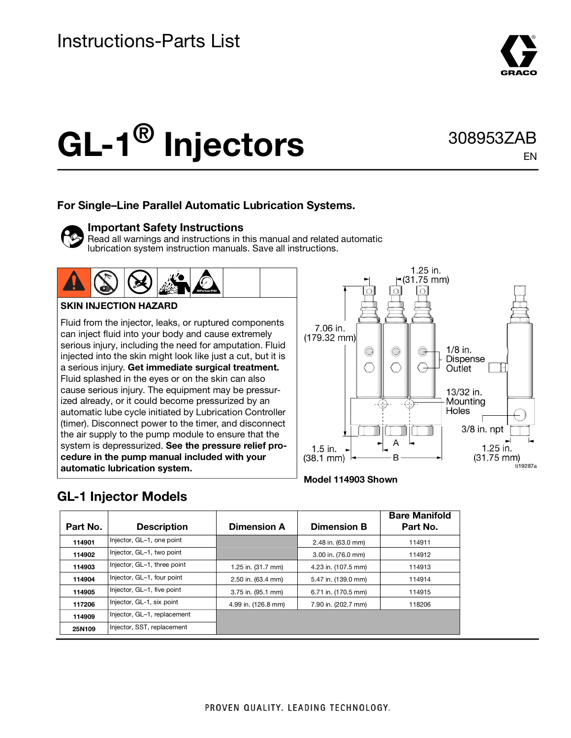Instructions-Parts List

# GL-1® Injectors

308953ZAB
EN

**For Single–Line Parallel Automatic Lubrication Systems.**

### Important Safety Instructions

Read all warnings and instructions in this manual and related automatic lubrication system instruction manuals. Save all instructions.

**SKIN INJECTION HAZARD**

Fluid from the injector, leaks, or ruptured components can inject fluid into your body and cause extremely serious injury, including the need for amputation. Fluid injected into the skin might look like just a cut, but it is a serious injury. **Get immediate surgical treatment.** Fluid splashed in the eyes or on the skin can also cause serious injury. The equipment may be pressurized already, or it could become pressurized by an automatic lube cycle initiated by Lubrication Controller (timer). Disconnect power to the timer, and disconnect the air supply to the pump module to ensure that the system is depressurized. **See the pressure relief procedure in the pump manual included with your automatic lubrication system.**

1.25 in. (31.75 mm)
7.06 in. (179.32 mm)
1/8 in. Dispense Outlet
13/32 in. Mounting Holes
3/8 in. npt
1.5 in. (38.1 mm)
A
B
1.25 in. (31.75 mm)
ti19287a

**Model 114903 Shown**

## GL-1 Injector Models

| Part No. | Description | Dimension A | Dimension B | Bare Manifold Part No. |
|---|---|---|---|---|
| 114901 | Injector, GL–1, one point | | 2.48 in. (63.0 mm) | 114911 |
| 114902 | Injector, GL–1, two point | | 3.00 in. (76.0 mm) | 114912 |
| 114903 | Injector, GL–1, three point | 1.25 in. (31.7 mm) | 4.23 in. (107.5 mm) | 114913 |
| 114904 | Injector, GL–1, four point | 2.50 in. (63.4 mm) | 5.47 in. (139.0 mm) | 114914 |
| 114905 | Injector, GL–1, five point | 3.75 in. (95.1 mm) | 6.71 in. (170.5 mm) | 114915 |
| 117206 | Injector, GL-1, six point | 4.99 in. (126.8 mm) | 7.90 in. (202.7 mm) | 118206 |
| 114909 | Injector, GL–1, replacement | | | |
| 25N109 | Injector, SST, replacement | | | |

PROVEN QUALITY. LEADING TECHNOLOGY.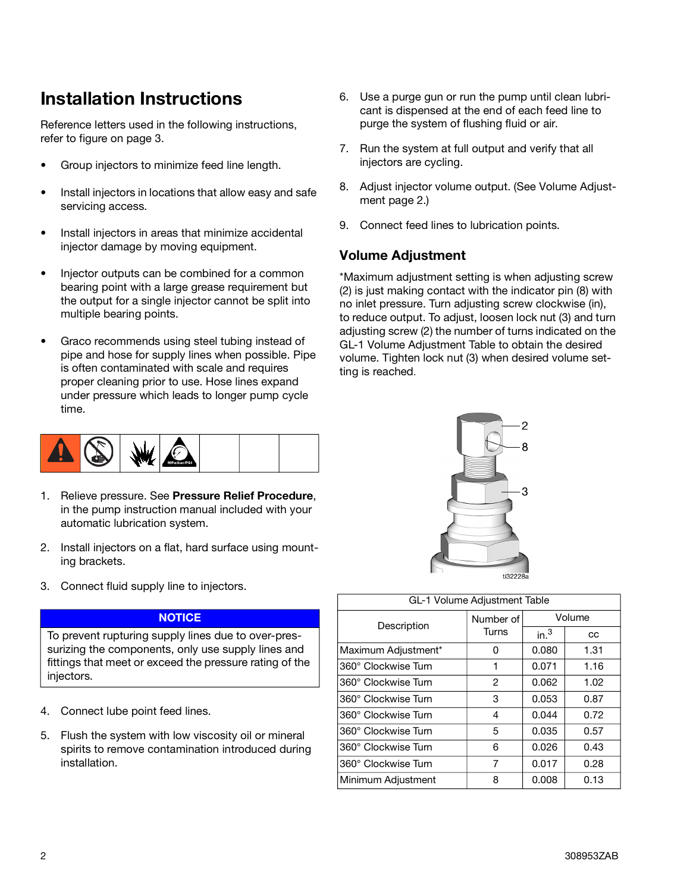# Installation Instructions

Reference letters used in the following instructions, refer to figure on page 3.

- Group injectors to minimize feed line length.
- Install injectors in locations that allow easy and safe servicing access.
- Install injectors in areas that minimize accidental injector damage by moving equipment.
- Injector outputs can be combined for a common bearing point with a large grease requirement but the output for a single injector cannot be split into multiple bearing points.
- Graco recommends using steel tubing instead of pipe and hose for supply lines when possible. Pipe is often contaminated with scale and requires proper cleaning prior to use. Hose lines expand under pressure which leads to longer pump cycle time.

1. Relieve pressure. See **Pressure Relief Procedure**, in the pump instruction manual included with your automatic lubrication system.
2. Install injectors on a flat, hard surface using mounting brackets.
3. Connect fluid supply line to injectors.

**NOTICE**

To prevent rupturing supply lines due to over-pressurizing the components, only use supply lines and fittings that meet or exceed the pressure rating of the injectors.

4. Connect lube point feed lines.
5. Flush the system with low viscosity oil or mineral spirits to remove contamination introduced during installation.
6. Use a purge gun or run the pump until clean lubricant is dispensed at the end of each feed line to purge the system of flushing fluid or air.
7. Run the system at full output and verify that all injectors are cycling.
8. Adjust injector volume output. (See Volume Adjustment page 2.)
9. Connect feed lines to lubrication points.

## Volume Adjustment

*Maximum adjustment setting is when adjusting screw (2) is just making contact with the indicator pin (8) with no inlet pressure. Turn adjusting screw clockwise (in), to reduce output. To adjust, loosen lock nut (3) and turn adjusting screw (2) the number of turns indicated on the GL-1 Volume Adjustment Table to obtain the desired volume. Tighten lock nut (3) when desired volume setting is reached.

2
8
3

ti32228a

| GL-1 Volume Adjustment Table | | | |
|---|---|---|---|
| Description | Number of Turns | Volume | |
| | | $in.^3$ | cc |
| Maximum Adjustment* | 0 | 0.080 | 1.31 |
| 360° Clockwise Turn | 1 | 0.071 | 1.16 |
| 360° Clockwise Turn | 2 | 0.062 | 1.02 |
| 360° Clockwise Turn | 3 | 0.053 | 0.87 |
| 360° Clockwise Turn | 4 | 0.044 | 0.72 |
| 360° Clockwise Turn | 5 | 0.035 | 0.57 |
| 360° Clockwise Turn | 6 | 0.026 | 0.43 |
| 360° Clockwise Turn | 7 | 0.017 | 0.28 |
| Minimum Adjustment | 8 | 0.008 | 0.13 |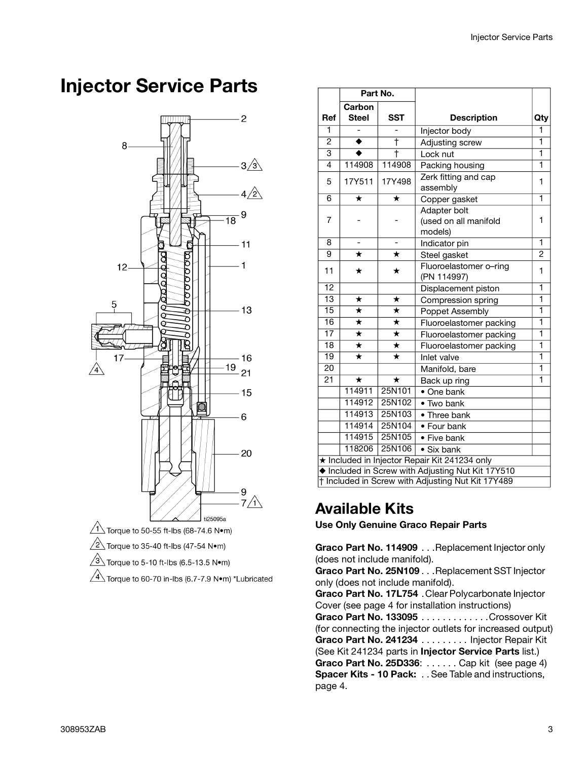# Injector Service Parts

1. Torque to 50-55 ft-lbs (68-74.6 N•m)
2. Torque to 35-40 ft-lbs (47-54 N•m)
3. Torque to 5-10 ft-lbs (6.5-13.5 N•m)
4. Torque to 60-70 in-lbs (6.7-7.9 N•m) *Lubricated

| Ref | Part No. | | Description | Qty |
|---|---|---|---|---|
| | Carbon Steel | SST | | |
| 1 | - | - | Injector body | 1 |
| 2 | ◆ | † | Adjusting screw | 1 |
| 3 | ◆ | † | Lock nut | 1 |
| 4 | 114908 | 114908 | Packing housing | 1 |
| 5 | 17Y511 | 17Y498 | Zerk fitting and cap assembly | 1 |
| 6 | ★ | ★ | Copper gasket | 1 |
| 7 | - | - | Adapter bolt (used on all manifold models) | 1 |
| 8 | - | - | Indicator pin | 1 |
| 9 | ★ | ★ | Steel gasket | 2 |
| 11 | ★ | ★ | Fluoroelastomer o–ring (PN 114997) | 1 |
| 12 | | | Displacement piston | 1 |
| 13 | ★ | ★ | Compression spring | 1 |
| 15 | ★ | ★ | Poppet Assembly | 1 |
| 16 | ★ | ★ | Fluoroelastomer packing | 1 |
| 17 | ★ | ★ | Fluoroelastomer packing | 1 |
| 18 | ★ | ★ | Fluoroelastomer packing | 1 |
| 19 | ★ | ★ | Inlet valve | 1 |
| 20 | | | Manifold, bare | 1 |
| 21 | ★ | ★ | Back up ring | 1 |
| | 114911 | 25N101 | • One bank | |
| | 114912 | 25N102 | • Two bank | |
| | 114913 | 25N103 | • Three bank | |
| | 114914 | 25N104 | • Four bank | |
| | 114915 | 25N105 | • Five bank | |
| | 118206 | 25N106 | • Six bank | |

★ Included in Injector Repair Kit 241234 only
◆ Included in Screw with Adjusting Nut Kit 17Y510
† Included in Screw with Adjusting Nut Kit 17Y489

## Available Kits

**Use Only Genuine Graco Repair Parts**

**Graco Part No. 114909** . . .Replacement Injector only (does not include manifold).
**Graco Part No. 25N109** . . .Replacement SST Injector only (does not include manifold).
**Graco Part No. 17L754** .Clear Polycarbonate Injector Cover (see page 4 for installation instructions)
**Graco Part No. 133095** . . . . . . . . . . . . .Crossover Kit (for connecting the injector outlets for increased output)
**Graco Part No. 241234** . . . . . . . . . Injector Repair Kit (See Kit 241234 parts in **Injector Service Parts** list.)
**Graco Part No. 25D336**: . . . . . . Cap kit (see page 4)
**Spacer Kits - 10 Pack:** . . See Table and instructions, page 4.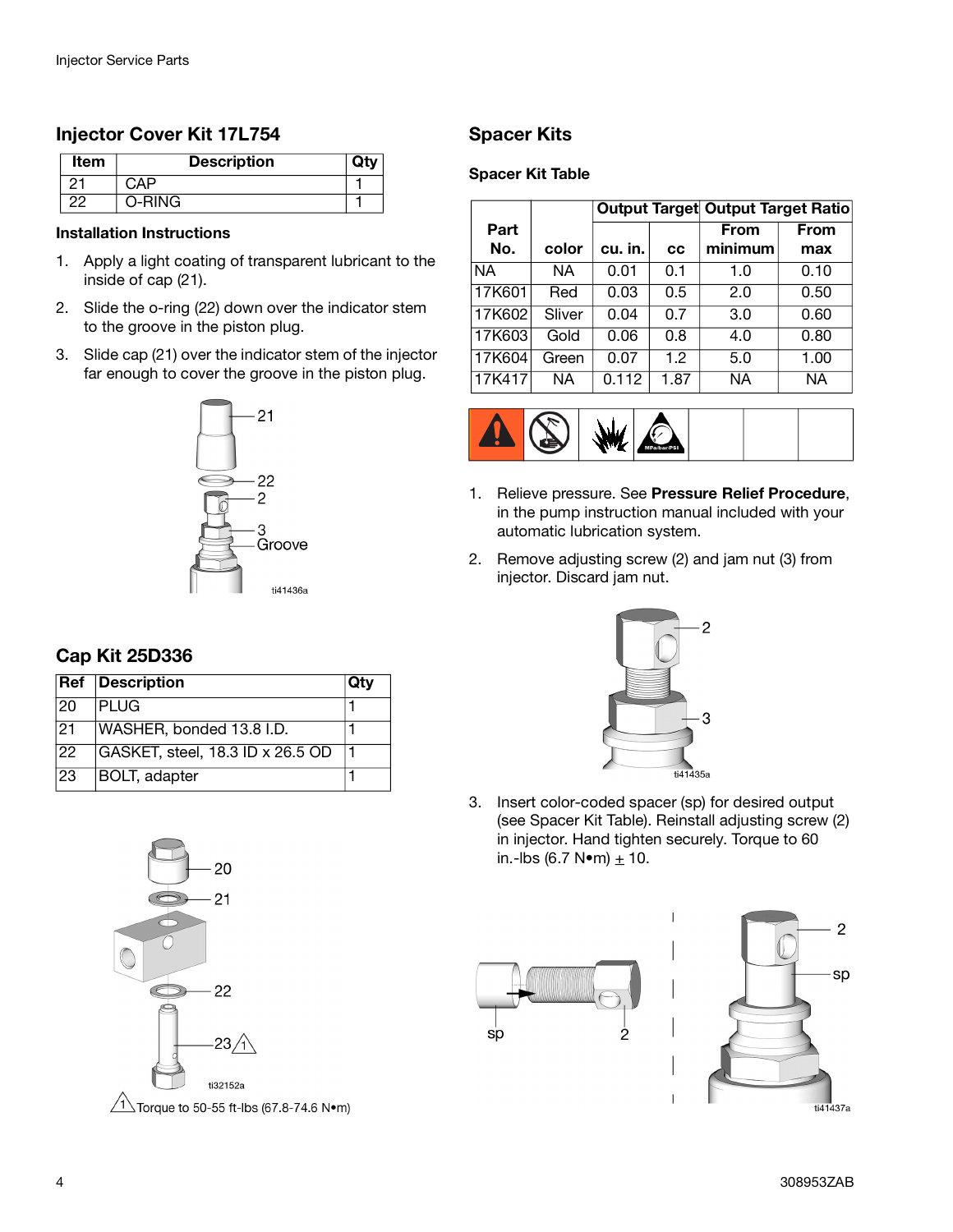## Injector Cover Kit 17L754

| Item | Description | Qty |
|---|---|---|
| 21 | CAP | 1 |
| 22 | O-RING | 1 |

### Installation Instructions

1. Apply a light coating of transparent lubricant to the inside of cap (21).
2. Slide the o-ring (22) down over the indicator stem to the groove in the piston plug.
3. Slide cap (21) over the indicator stem of the injector far enough to cover the groove in the piston plug.

21
22
2
3
Groove

ti41436a

## Cap Kit 25D336

| Ref | Description | Qty |
|---|---|---|
| 20 | PLUG | 1 |
| 21 | WASHER, bonded 13.8 I.D. | 1 |
| 22 | GASKET, steel, 18.3 ID x 26.5 OD | 1 |
| 23 | BOLT, adapter | 1 |

20
21
22
23 ⚠1

ti32152a

⚠1 Torque to 50-55 ft-lbs (67.8-74.6 N•m)

## Spacer Kits

### Spacer Kit Table

| Part No. | color | Output Target | | Output Target Ratio | |
|---|---|---|---|---|---|
| | | cu. in. | cc | From minimum | From max |
| NA | NA | 0.01 | 0.1 | 1.0 | 0.10 |
| 17K601 | Red | 0.03 | 0.5 | 2.0 | 0.50 |
| 17K602 | Sliver | 0.04 | 0.7 | 3.0 | 0.60 |
| 17K603 | Gold | 0.06 | 0.8 | 4.0 | 0.80 |
| 17K604 | Green | 0.07 | 1.2 | 5.0 | 1.00 |
| 17K417 | NA | 0.112 | 1.87 | NA | NA |

1. Relieve pressure. See **Pressure Relief Procedure**, in the pump instruction manual included with your automatic lubrication system.
2. Remove adjusting screw (2) and jam nut (3) from injector. Discard jam nut.

2
3

ti41435a

3. Insert color-coded spacer (sp) for desired output (see Spacer Kit Table). Reinstall adjusting screw (2) in injector. Hand tighten securely. Torque to 60 in.-lbs (6.7 N•m) ± 10.

sp
2
2
sp

ti41437a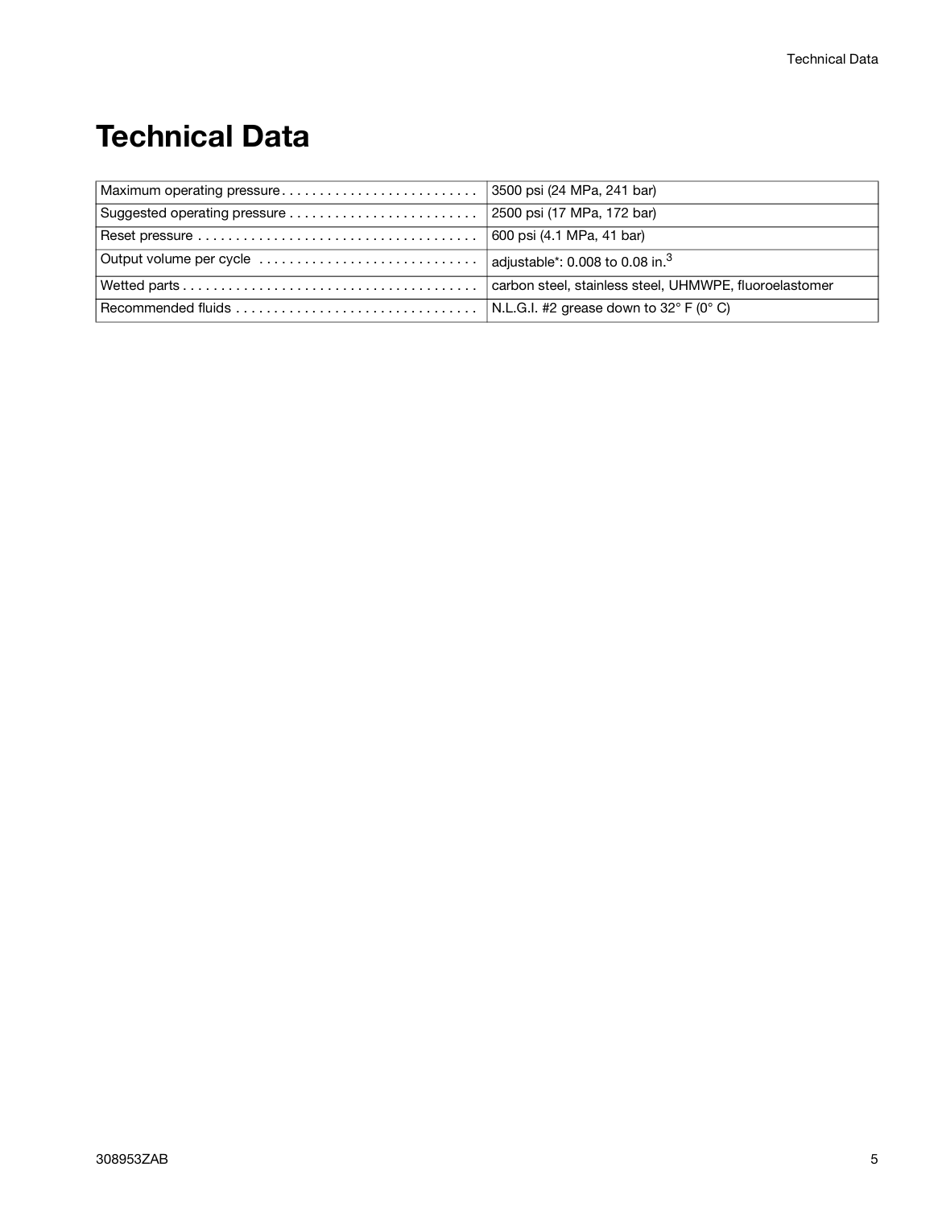# Technical Data

| | |
|---|---|
| Maximum operating pressure | 3500 psi (24 MPa, 241 bar) |
| Suggested operating pressure | 2500 psi (17 MPa, 172 bar) |
| Reset pressure | 600 psi (4.1 MPa, 41 bar) |
| Output volume per cycle | adjustable*: 0.008 to 0.08 $in.^3$ |
| Wetted parts | carbon steel, stainless steel, UHMWPE, fluoroelastomer |
| Recommended fluids | N.L.G.I. #2 grease down to 32° F (0° C) |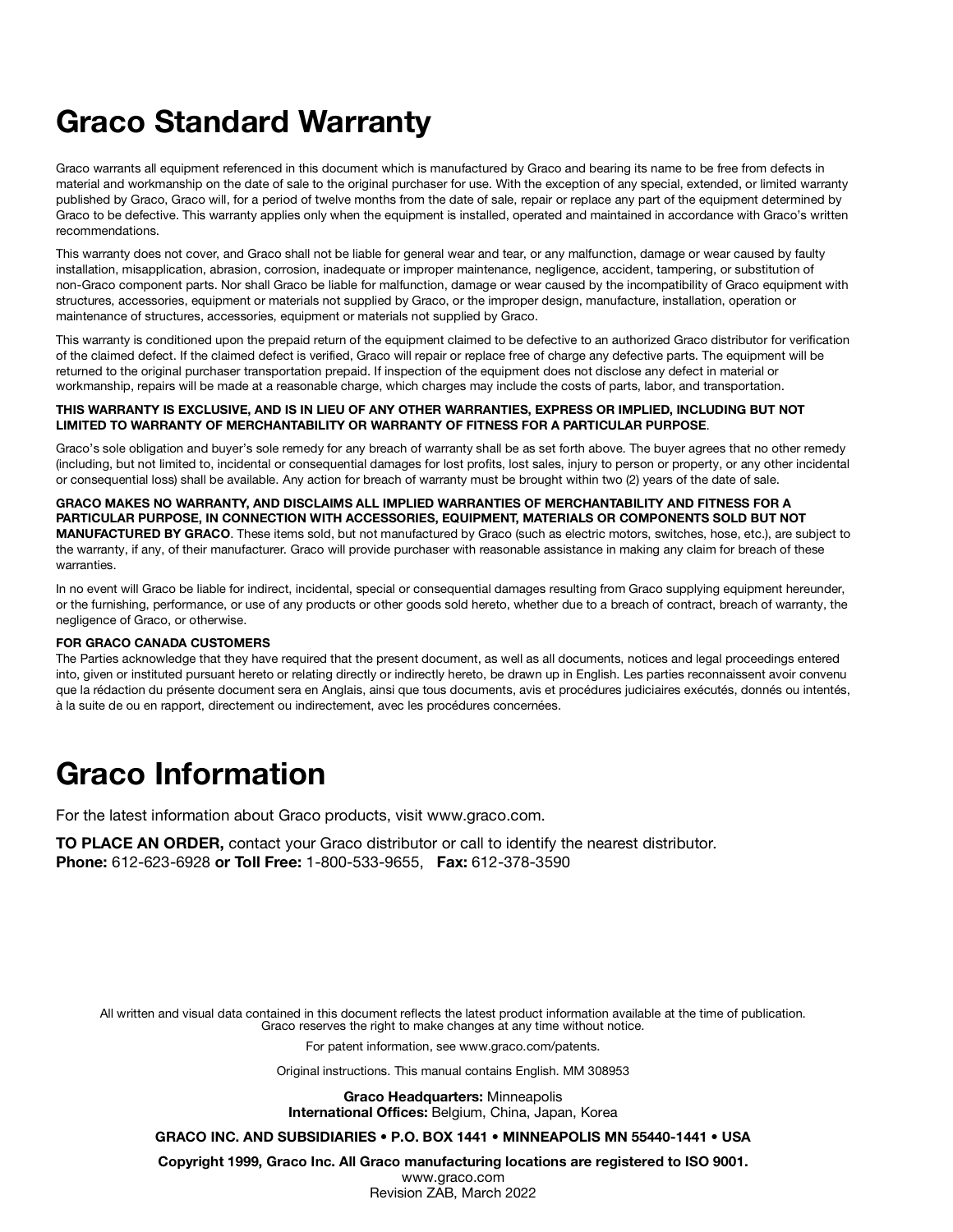# Graco Standard Warranty

Graco warrants all equipment referenced in this document which is manufactured by Graco and bearing its name to be free from defects in material and workmanship on the date of sale to the original purchaser for use. With the exception of any special, extended, or limited warranty published by Graco, Graco will, for a period of twelve months from the date of sale, repair or replace any part of the equipment determined by Graco to be defective. This warranty applies only when the equipment is installed, operated and maintained in accordance with Graco's written recommendations.

This warranty does not cover, and Graco shall not be liable for general wear and tear, or any malfunction, damage or wear caused by faulty installation, misapplication, abrasion, corrosion, inadequate or improper maintenance, negligence, accident, tampering, or substitution of non-Graco component parts. Nor shall Graco be liable for malfunction, damage or wear caused by the incompatibility of Graco equipment with structures, accessories, equipment or materials not supplied by Graco, or the improper design, manufacture, installation, operation or maintenance of structures, accessories, equipment or materials not supplied by Graco.

This warranty is conditioned upon the prepaid return of the equipment claimed to be defective to an authorized Graco distributor for verification of the claimed defect. If the claimed defect is verified, Graco will repair or replace free of charge any defective parts. The equipment will be returned to the original purchaser transportation prepaid. If inspection of the equipment does not disclose any defect in material or workmanship, repairs will be made at a reasonable charge, which charges may include the costs of parts, labor, and transportation.

**THIS WARRANTY IS EXCLUSIVE, AND IS IN LIEU OF ANY OTHER WARRANTIES, EXPRESS OR IMPLIED, INCLUDING BUT NOT LIMITED TO WARRANTY OF MERCHANTABILITY OR WARRANTY OF FITNESS FOR A PARTICULAR PURPOSE**.

Graco's sole obligation and buyer's sole remedy for any breach of warranty shall be as set forth above. The buyer agrees that no other remedy (including, but not limited to, incidental or consequential damages for lost profits, lost sales, injury to person or property, or any other incidental or consequential loss) shall be available. Any action for breach of warranty must be brought within two (2) years of the date of sale.

**GRACO MAKES NO WARRANTY, AND DISCLAIMS ALL IMPLIED WARRANTIES OF MERCHANTABILITY AND FITNESS FOR A PARTICULAR PURPOSE, IN CONNECTION WITH ACCESSORIES, EQUIPMENT, MATERIALS OR COMPONENTS SOLD BUT NOT MANUFACTURED BY GRACO**. These items sold, but not manufactured by Graco (such as electric motors, switches, hose, etc.), are subject to the warranty, if any, of their manufacturer. Graco will provide purchaser with reasonable assistance in making any claim for breach of these warranties.

In no event will Graco be liable for indirect, incidental, special or consequential damages resulting from Graco supplying equipment hereunder, or the furnishing, performance, or use of any products or other goods sold hereto, whether due to a breach of contract, breach of warranty, the negligence of Graco, or otherwise.

**FOR GRACO CANADA CUSTOMERS**
The Parties acknowledge that they have required that the present document, as well as all documents, notices and legal proceedings entered into, given or instituted pursuant hereto or relating directly or indirectly hereto, be drawn up in English. Les parties reconnaissent avoir convenu que la rédaction du présente document sera en Anglais, ainsi que tous documents, avis et procédures judiciaires exécutés, donnés ou intentés, à la suite de ou en rapport, directement ou indirectement, avec les procédures concernées.

# Graco Information

For the latest information about Graco products, visit www.graco.com.

**TO PLACE AN ORDER,** contact your Graco distributor or call to identify the nearest distributor.
**Phone:** 612-623-6928 **or Toll Free:** 1-800-533-9655, **Fax:** 612-378-3590

All written and visual data contained in this document reflects the latest product information available at the time of publication. Graco reserves the right to make changes at any time without notice.

For patent information, see www.graco.com/patents.

Original instructions. This manual contains English. MM 308953

**Graco Headquarters:** Minneapolis
**International Offices:** Belgium, China, Japan, Korea

**GRACO INC. AND SUBSIDIARIES • P.O. BOX 1441 • MINNEAPOLIS MN 55440-1441 • USA**

**Copyright 1999, Graco Inc. All Graco manufacturing locations are registered to ISO 9001.**
www.graco.com
Revision ZAB, March 2022